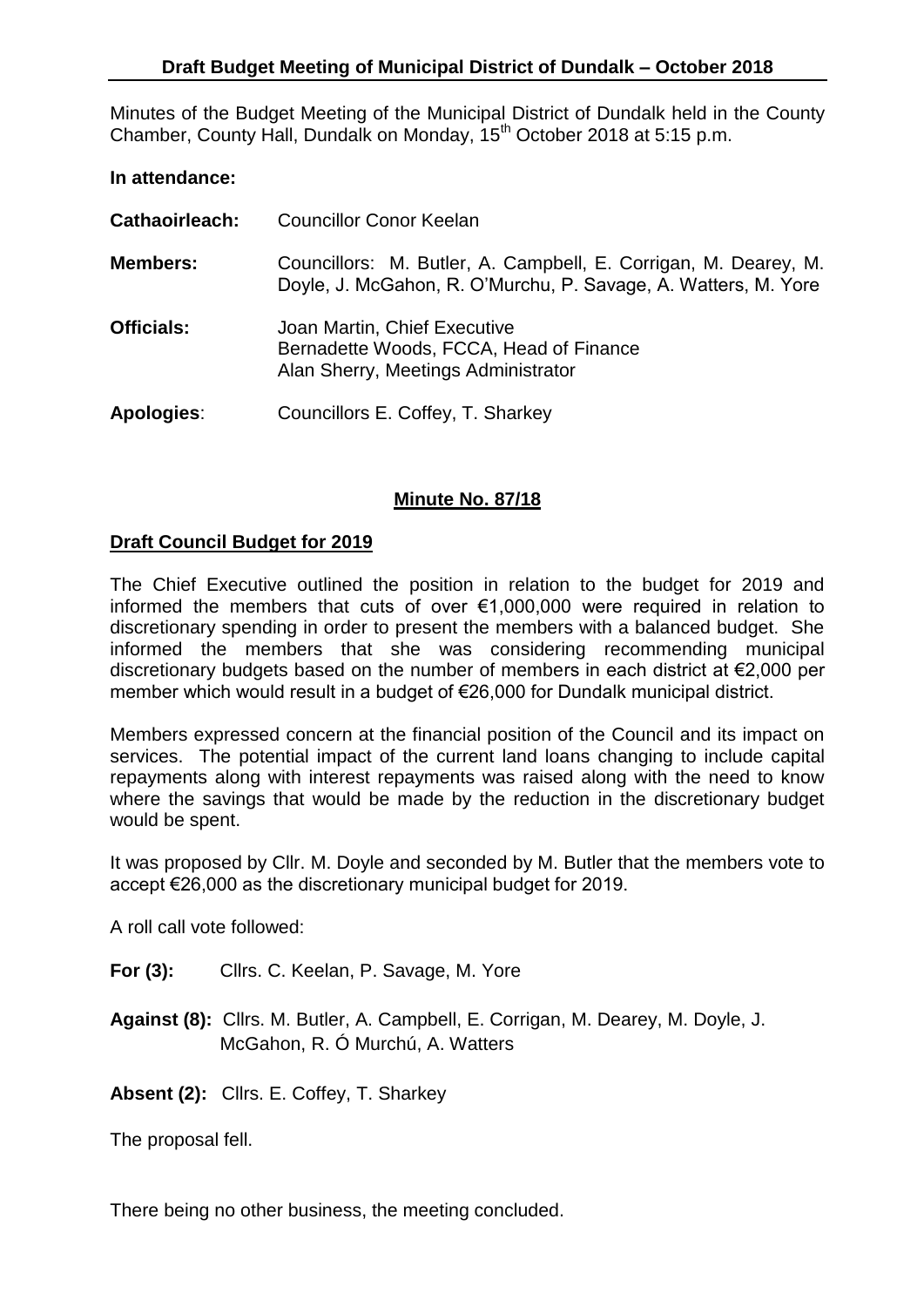## Draft Budget Meeting of Municipal District of Dundalk – October 2018

Minutes of the Budget Meeting of the Municipal District of Dundalk held in the County Chamber, County Hall, Dundalk on Monday, 15th October 2018 at 5:15 p.m.

**In attendance:**

**Cathaoirleach:** Councillor Conor Keelan

**Members:** Councillors: M. Butler, A. Campbell, E. Corrigan, M. Dearey, M. Doyle, J. McGahon, R. O'Murchu, P. Savage, A. Watters, M. Yore

**Officials:** Joan Martin, Chief Executive
Bernadette Woods, FCCA, Head of Finance
Alan Sherry, Meetings Administrator

**Apologies**: Councillors E. Coffey, T. Sharkey

## Minute No. 87/18

### Draft Council Budget for 2019

The Chief Executive outlined the position in relation to the budget for 2019 and informed the members that cuts of over €1,000,000 were required in relation to discretionary spending in order to present the members with a balanced budget. She informed the members that she was considering recommending municipal discretionary budgets based on the number of members in each district at €2,000 per member which would result in a budget of €26,000 for Dundalk municipal district.

Members expressed concern at the financial position of the Council and its impact on services. The potential impact of the current land loans changing to include capital repayments along with interest repayments was raised along with the need to know where the savings that would be made by the reduction in the discretionary budget would be spent.

It was proposed by Cllr. M. Doyle and seconded by M. Butler that the members vote to accept €26,000 as the discretionary municipal budget for 2019.

A roll call vote followed:

**For (3):** Cllrs. C. Keelan, P. Savage, M. Yore

**Against (8):** Cllrs. M. Butler, A. Campbell, E. Corrigan, M. Dearey, M. Doyle, J. McGahon, R. Ó Murchú, A. Watters

**Absent (2):** Cllrs. E. Coffey, T. Sharkey

The proposal fell.

There being no other business, the meeting concluded.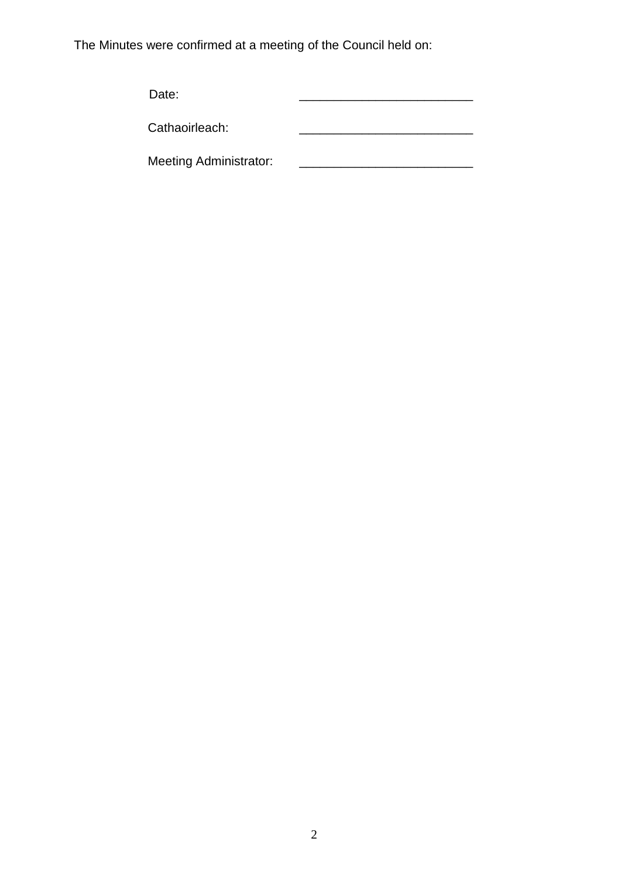The Minutes were confirmed at a meeting of the Council held on:

Date: _________________________

Cathaoirleach: _________________________

Meeting Administrator: _________________________